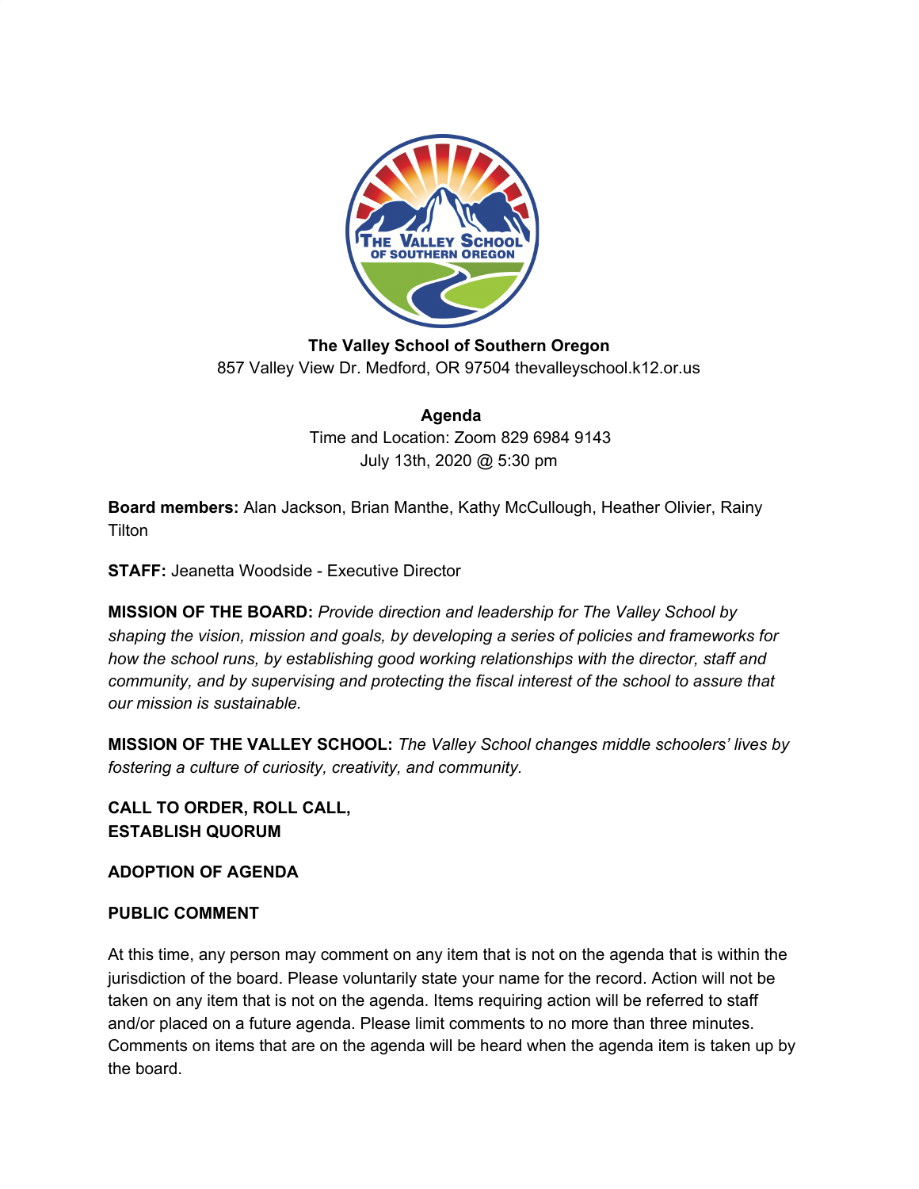**The Valley School of Southern Oregon**
857 Valley View Dr. Medford, OR 97504 thevalleyschool.k12.or.us

**Agenda**
Time and Location: Zoom 829 6984 9143
July 13th, 2020 @ 5:30 pm

**Board members:** Alan Jackson, Brian Manthe, Kathy McCullough, Heather Olivier, Rainy Tilton

**STAFF:** Jeanetta Woodside - Executive Director

**MISSION OF THE BOARD:** *Provide direction and leadership for The Valley School by shaping the vision, mission and goals, by developing a series of policies and frameworks for how the school runs, by establishing good working relationships with the director, staff and community, and by supervising and protecting the fiscal interest of the school to assure that our mission is sustainable.*

**MISSION OF THE VALLEY SCHOOL:** *The Valley School changes middle schoolers' lives by fostering a culture of curiosity, creativity, and community.*

**CALL TO ORDER, ROLL CALL,**
**ESTABLISH QUORUM**

**ADOPTION OF AGENDA**

**PUBLIC COMMENT**

At this time, any person may comment on any item that is not on the agenda that is within the jurisdiction of the board. Please voluntarily state your name for the record. Action will not be taken on any item that is not on the agenda. Items requiring action will be referred to staff and/or placed on a future agenda. Please limit comments to no more than three minutes. Comments on items that are on the agenda will be heard when the agenda item is taken up by the board.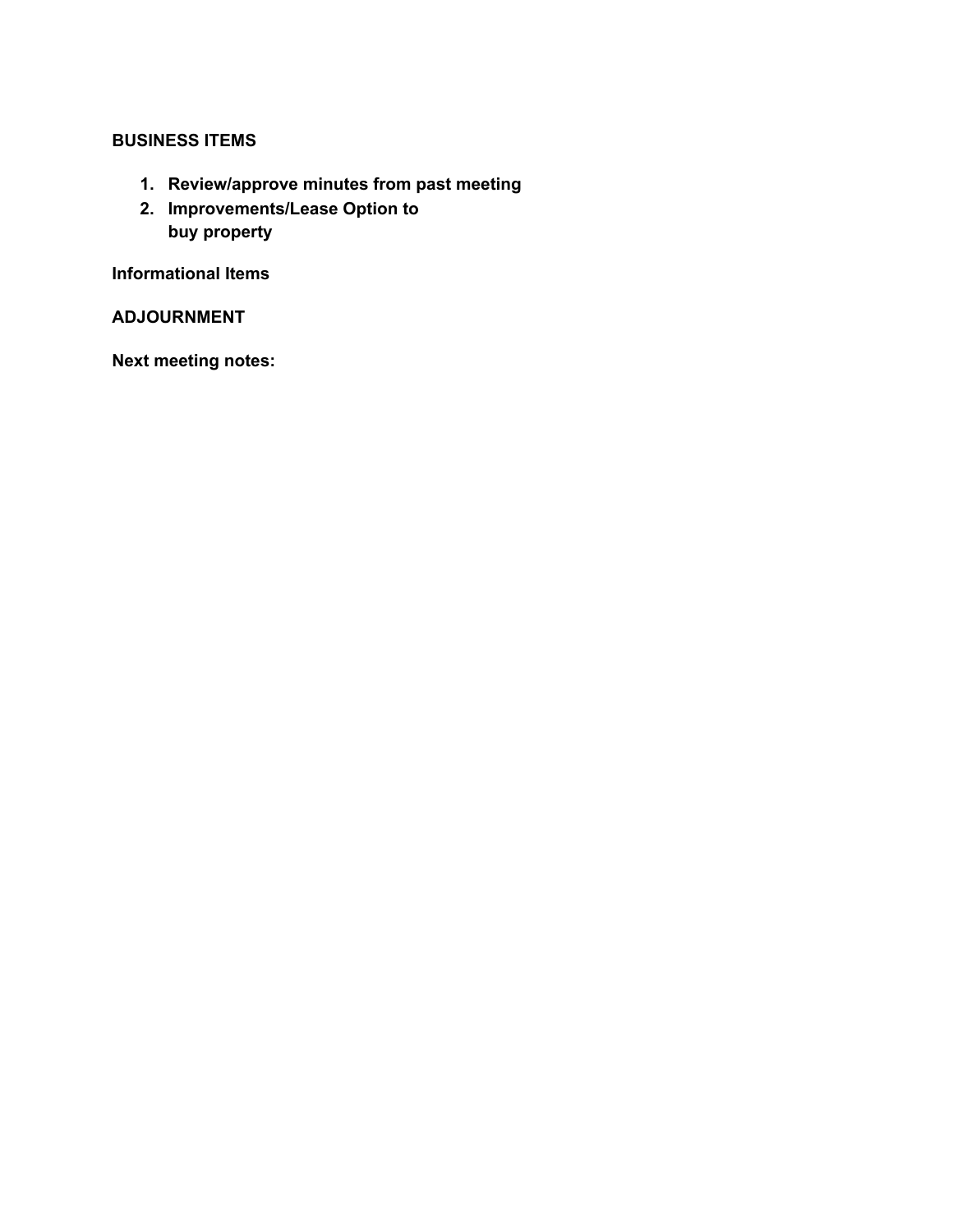**BUSINESS ITEMS**

1. **Review/approve minutes from past meeting**
2. **Improvements/Lease Option to buy property**

**Informational Items**

**ADJOURNMENT**

**Next meeting notes:**